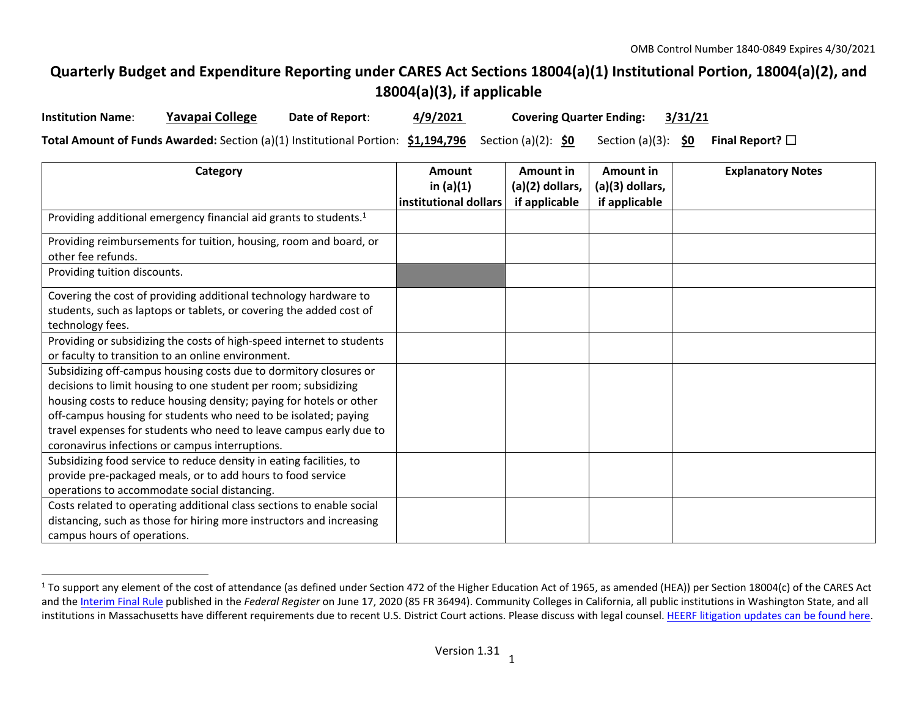OMB Control Number 1840-0849 Expires 4/30/2021

# Quarterly Budget and Expenditure Reporting under CARES Act Sections 18004(a)(1) Institutional Portion, 18004(a)(2), and 18004(a)(3), if applicable

**Institution Name**: **Yavapai College** **Date of Report**: **4/9/2021** **Covering Quarter Ending**: **3/31/21**

**Total Amount of Funds Awarded:** Section (a)(1) Institutional Portion: **$1,194,796** Section (a)(2): **$0** Section (a)(3): **$0** **Final Report?** ☐

| Category | Amount in (a)(1) institutional dollars | Amount in (a)(2) dollars, if applicable | Amount in (a)(3) dollars, if applicable | Explanatory Notes |
|---|---|---|---|---|
| Providing additional emergency financial aid grants to students.[1] | | | | |
| Providing reimbursements for tuition, housing, room and board, or other fee refunds. | | | | |
| Providing tuition discounts. | | | | |
| Covering the cost of providing additional technology hardware to students, such as laptops or tablets, or covering the added cost of technology fees. | | | | |
| Providing or subsidizing the costs of high-speed internet to students or faculty to transition to an online environment. | | | | |
| Subsidizing off-campus housing costs due to dormitory closures or decisions to limit housing to one student per room; subsidizing housing costs to reduce housing density; paying for hotels or other off-campus housing for students who need to be isolated; paying travel expenses for students who need to leave campus early due to coronavirus infections or campus interruptions. | | | | |
| Subsidizing food service to reduce density in eating facilities, to provide pre-packaged meals, or to add hours to food service operations to accommodate social distancing. | | | | |
| Costs related to operating additional class sections to enable social distancing, such as those for hiring more instructors and increasing campus hours of operations. | | | | |

[1] To support any element of the cost of attendance (as defined under Section 472 of the Higher Education Act of 1965, as amended (HEA)) per Section 18004(c) of the CARES Act and the Interim Final Rule published in the *Federal Register* on June 17, 2020 (85 FR 36494). Community Colleges in California, all public institutions in Washington State, and all institutions in Massachusetts have different requirements due to recent U.S. District Court actions. Please discuss with legal counsel. HEERF litigation updates can be found here.

Version 1.31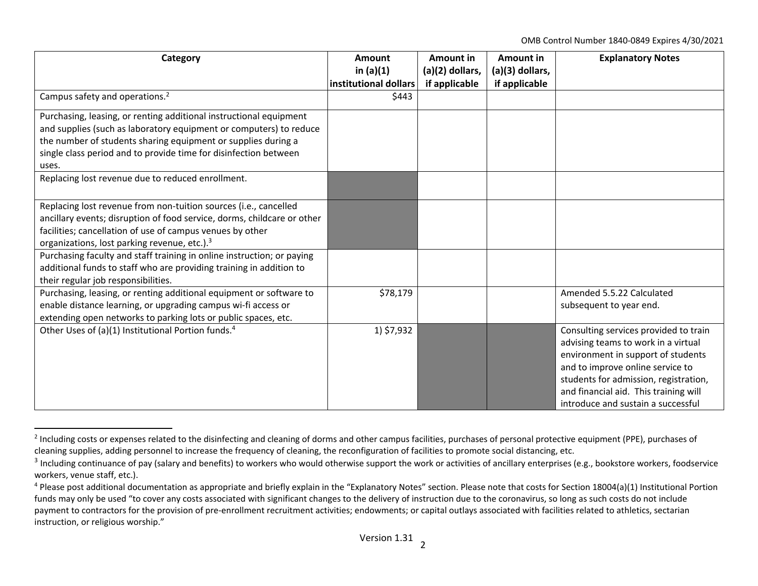| Category | Amount in (a)(1) institutional dollars | Amount in (a)(2) dollars, if applicable | Amount in (a)(3) dollars, if applicable | Explanatory Notes |
|---|---|---|---|---|
| Campus safety and operations.[2] | $443 | | | |
| Purchasing, leasing, or renting additional instructional equipment and supplies (such as laboratory equipment or computers) to reduce the number of students sharing equipment or supplies during a single class period and to provide time for disinfection between uses. | | | | |
| Replacing lost revenue due to reduced enrollment. | | | | |
| Replacing lost revenue from non-tuition sources (i.e., cancelled ancillary events; disruption of food service, dorms, childcare or other facilities; cancellation of use of campus venues by other organizations, lost parking revenue, etc.).[3] | | | | |
| Purchasing faculty and staff training in online instruction; or paying additional funds to staff who are providing training in addition to their regular job responsibilities. | | | | |
| Purchasing, leasing, or renting additional equipment or software to enable distance learning, or upgrading campus wi-fi access or extending open networks to parking lots or public spaces, etc. | $78,179 | | | Amended 5.5.22 Calculated subsequent to year end. |
| Other Uses of (a)(1) Institutional Portion funds.[4] | 1) $7,932 | | | Consulting services provided to train advising teams to work in a virtual environment in support of students and to improve online service to students for admission, registration, and financial aid. This training will introduce and sustain a successful |

[2] Including costs or expenses related to the disinfecting and cleaning of dorms and other campus facilities, purchases of personal protective equipment (PPE), purchases of cleaning supplies, adding personnel to increase the frequency of cleaning, the reconfiguration of facilities to promote social distancing, etc.

[3] Including continuance of pay (salary and benefits) to workers who would otherwise support the work or activities of ancillary enterprises (e.g., bookstore workers, foodservice workers, venue staff, etc.).

[4] Please post additional documentation as appropriate and briefly explain in the "Explanatory Notes" section. Please note that costs for Section 18004(a)(1) Institutional Portion funds may only be used "to cover any costs associated with significant changes to the delivery of instruction due to the coronavirus, so long as such costs do not include payment to contractors for the provision of pre-enrollment recruitment activities; endowments; or capital outlays associated with facilities related to athletics, sectarian instruction, or religious worship."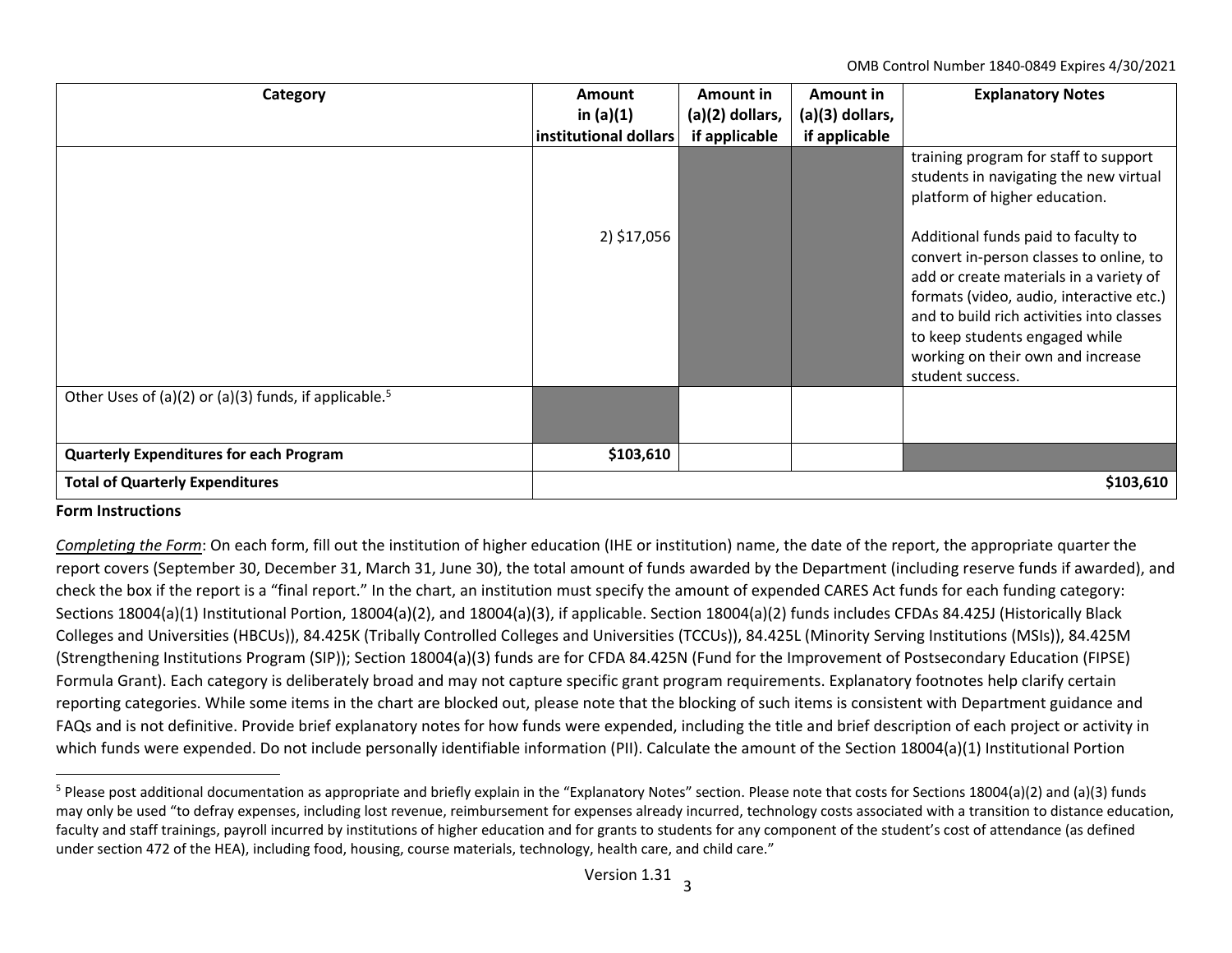| Category | Amount in (a)(1) institutional dollars | Amount in (a)(2) dollars, if applicable | Amount in (a)(3) dollars, if applicable | Explanatory Notes |
| --- | --- | --- | --- | --- |
| | 2) $17,056 | | | training program for staff to support students in navigating the new virtual platform of higher education. Additional funds paid to faculty to convert in-person classes to online, to add or create materials in a variety of formats (video, audio, interactive etc.) and to build rich activities into classes to keep students engaged while working on their own and increase student success. |
| Other Uses of (a)(2) or (a)(3) funds, if applicable.[5] | | | | |
| **Quarterly Expenditures for each Program** | **$103,610** | | | |
| **Total of Quarterly Expenditures** | | | | **$103,610** |

**Form Instructions**

*Completing the Form*: On each form, fill out the institution of higher education (IHE or institution) name, the date of the report, the appropriate quarter the report covers (September 30, December 31, March 31, June 30), the total amount of funds awarded by the Department (including reserve funds if awarded), and check the box if the report is a "final report." In the chart, an institution must specify the amount of expended CARES Act funds for each funding category: Sections 18004(a)(1) Institutional Portion, 18004(a)(2), and 18004(a)(3), if applicable. Section 18004(a)(2) funds includes CFDAs 84.425J (Historically Black Colleges and Universities (HBCUs)), 84.425K (Tribally Controlled Colleges and Universities (TCCUs)), 84.425L (Minority Serving Institutions (MSIs)), 84.425M (Strengthening Institutions Program (SIP)); Section 18004(a)(3) funds are for CFDA 84.425N (Fund for the Improvement of Postsecondary Education (FIPSE) Formula Grant). Each category is deliberately broad and may not capture specific grant program requirements. Explanatory footnotes help clarify certain reporting categories. While some items in the chart are blocked out, please note that the blocking of such items is consistent with Department guidance and FAQs and is not definitive. Provide brief explanatory notes for how funds were expended, including the title and brief description of each project or activity in which funds were expended. Do not include personally identifiable information (PII). Calculate the amount of the Section 18004(a)(1) Institutional Portion

[5] Please post additional documentation as appropriate and briefly explain in the "Explanatory Notes" section. Please note that costs for Sections 18004(a)(2) and (a)(3) funds may only be used "to defray expenses, including lost revenue, reimbursement for expenses already incurred, technology costs associated with a transition to distance education, faculty and staff trainings, payroll incurred by institutions of higher education and for grants to students for any component of the student's cost of attendance (as defined under section 472 of the HEA), including food, housing, course materials, technology, health care, and child care."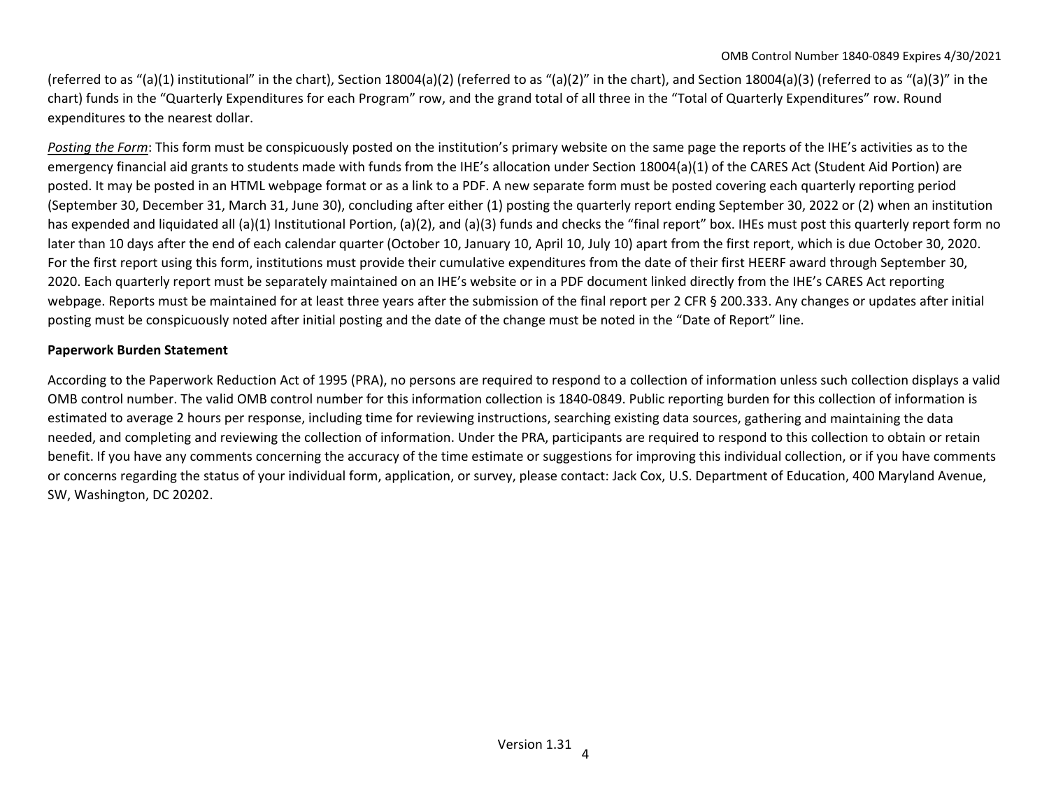(referred to as "(a)(1) institutional" in the chart), Section 18004(a)(2) (referred to as "(a)(2)" in the chart), and Section 18004(a)(3) (referred to as "(a)(3)" in the chart) funds in the "Quarterly Expenditures for each Program" row, and the grand total of all three in the "Total of Quarterly Expenditures" row. Round expenditures to the nearest dollar.

*Posting the Form*: This form must be conspicuously posted on the institution's primary website on the same page the reports of the IHE's activities as to the emergency financial aid grants to students made with funds from the IHE's allocation under Section 18004(a)(1) of the CARES Act (Student Aid Portion) are posted. It may be posted in an HTML webpage format or as a link to a PDF. A new separate form must be posted covering each quarterly reporting period (September 30, December 31, March 31, June 30), concluding after either (1) posting the quarterly report ending September 30, 2022 or (2) when an institution has expended and liquidated all (a)(1) Institutional Portion, (a)(2), and (a)(3) funds and checks the "final report" box. IHEs must post this quarterly report form no later than 10 days after the end of each calendar quarter (October 10, January 10, April 10, July 10) apart from the first report, which is due October 30, 2020. For the first report using this form, institutions must provide their cumulative expenditures from the date of their first HEERF award through September 30, 2020. Each quarterly report must be separately maintained on an IHE's website or in a PDF document linked directly from the IHE's CARES Act reporting webpage. Reports must be maintained for at least three years after the submission of the final report per 2 CFR § 200.333. Any changes or updates after initial posting must be conspicuously noted after initial posting and the date of the change must be noted in the "Date of Report" line.

**Paperwork Burden Statement**

According to the Paperwork Reduction Act of 1995 (PRA), no persons are required to respond to a collection of information unless such collection displays a valid OMB control number. The valid OMB control number for this information collection is 1840-0849. Public reporting burden for this collection of information is estimated to average 2 hours per response, including time for reviewing instructions, searching existing data sources, gathering and maintaining the data needed, and completing and reviewing the collection of information. Under the PRA, participants are required to respond to this collection to obtain or retain benefit. If you have any comments concerning the accuracy of the time estimate or suggestions for improving this individual collection, or if you have comments or concerns regarding the status of your individual form, application, or survey, please contact: Jack Cox, U.S. Department of Education, 400 Maryland Avenue, SW, Washington, DC 20202.